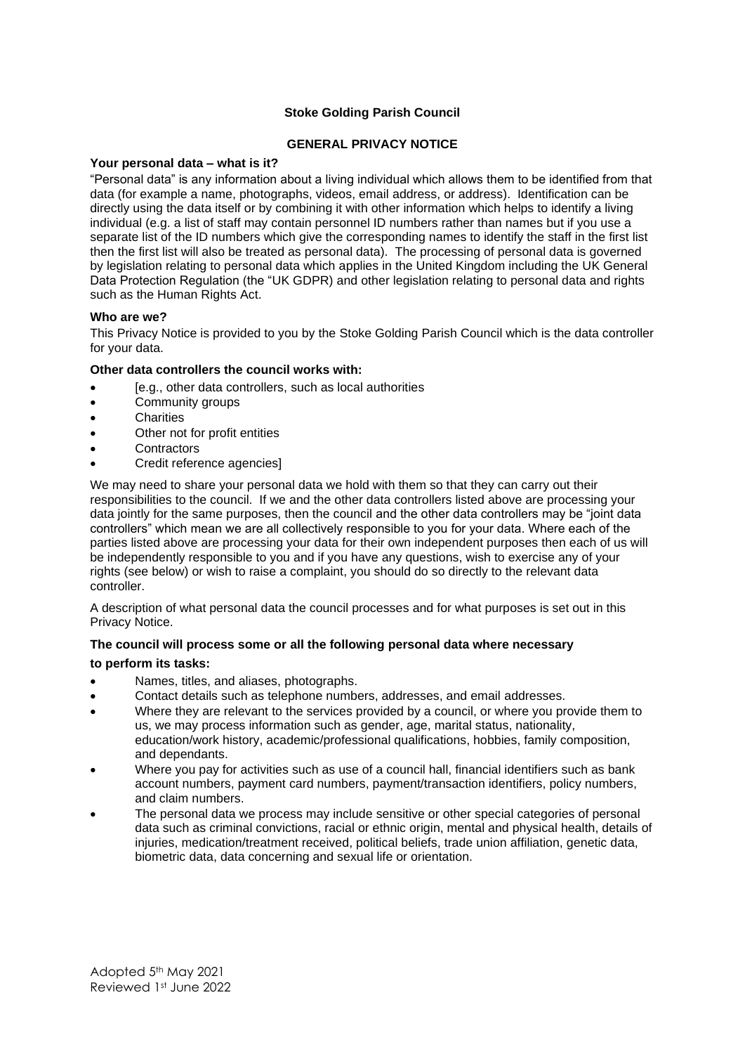**Stoke Golding Parish Council**

**GENERAL PRIVACY NOTICE**

**Your personal data – what is it?**

"Personal data" is any information about a living individual which allows them to be identified from that data (for example a name, photographs, videos, email address, or address). Identification can be directly using the data itself or by combining it with other information which helps to identify a living individual (e.g. a list of staff may contain personnel ID numbers rather than names but if you use a separate list of the ID numbers which give the corresponding names to identify the staff in the first list then the first list will also be treated as personal data). The processing of personal data is governed by legislation relating to personal data which applies in the United Kingdom including the UK General Data Protection Regulation (the "UK GDPR) and other legislation relating to personal data and rights such as the Human Rights Act.

**Who are we?**

This Privacy Notice is provided to you by the Stoke Golding Parish Council which is the data controller for your data.

**Other data controllers the council works with:**

- [e.g., other data controllers, such as local authorities
- Community groups
- Charities
- Other not for profit entities
- Contractors
- Credit reference agencies]

We may need to share your personal data we hold with them so that they can carry out their responsibilities to the council. If we and the other data controllers listed above are processing your data jointly for the same purposes, then the council and the other data controllers may be "joint data controllers" which mean we are all collectively responsible to you for your data. Where each of the parties listed above are processing your data for their own independent purposes then each of us will be independently responsible to you and if you have any questions, wish to exercise any of your rights (see below) or wish to raise a complaint, you should do so directly to the relevant data controller.

A description of what personal data the council processes and for what purposes is set out in this Privacy Notice.

**The council will process some or all the following personal data where necessary to perform its tasks:**

- Names, titles, and aliases, photographs.
- Contact details such as telephone numbers, addresses, and email addresses.
- Where they are relevant to the services provided by a council, or where you provide them to us, we may process information such as gender, age, marital status, nationality, education/work history, academic/professional qualifications, hobbies, family composition, and dependants.
- Where you pay for activities such as use of a council hall, financial identifiers such as bank account numbers, payment card numbers, payment/transaction identifiers, policy numbers, and claim numbers.
- The personal data we process may include sensitive or other special categories of personal data such as criminal convictions, racial or ethnic origin, mental and physical health, details of injuries, medication/treatment received, political beliefs, trade union affiliation, genetic data, biometric data, data concerning and sexual life or orientation.

Adopted 5th May 2021
Reviewed 1st June 2022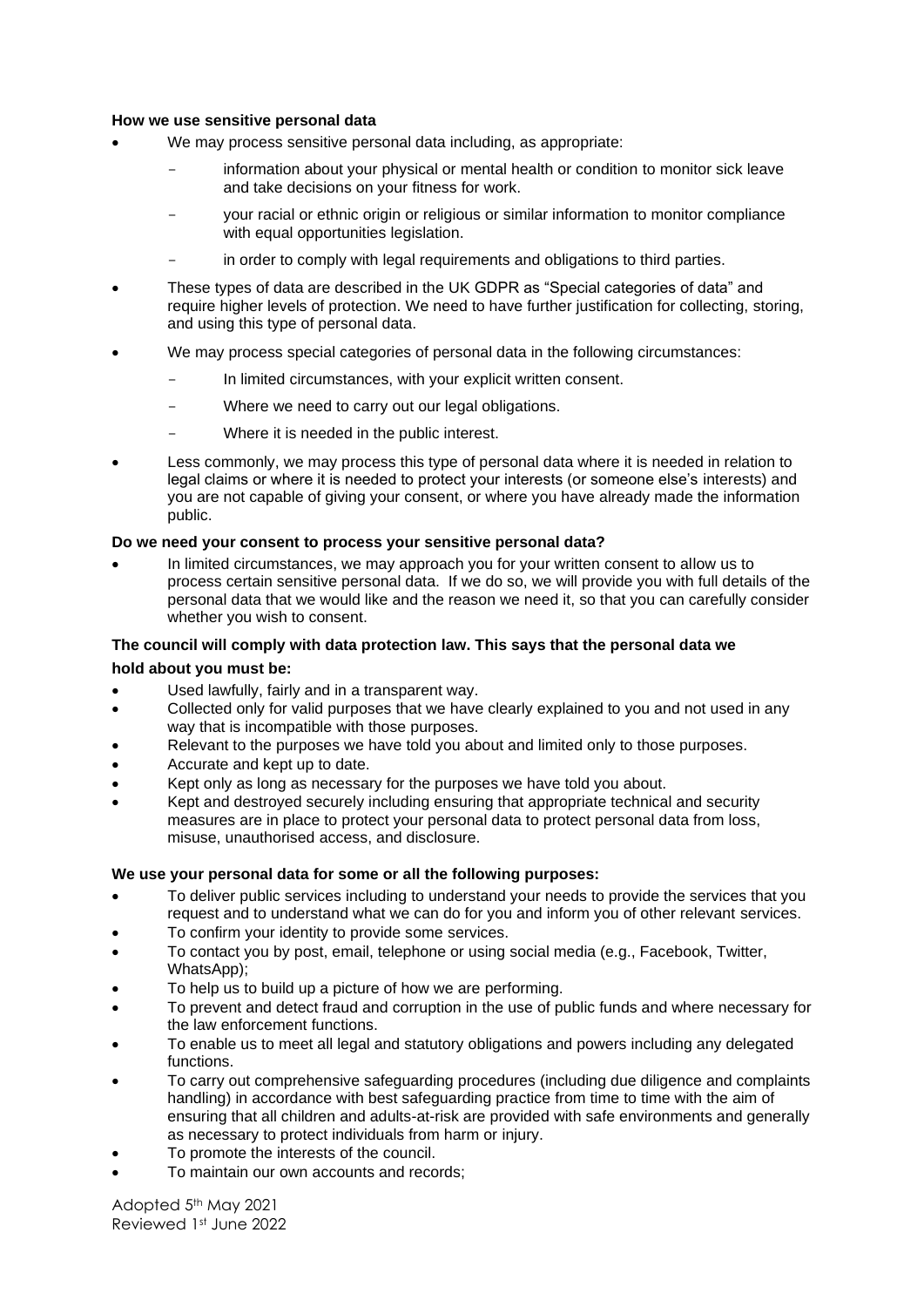**How we use sensitive personal data**

- We may process sensitive personal data including, as appropriate:
  - information about your physical or mental health or condition to monitor sick leave and take decisions on your fitness for work.
  - your racial or ethnic origin or religious or similar information to monitor compliance with equal opportunities legislation.
  - in order to comply with legal requirements and obligations to third parties.
- These types of data are described in the UK GDPR as "Special categories of data" and require higher levels of protection. We need to have further justification for collecting, storing, and using this type of personal data.
- We may process special categories of personal data in the following circumstances:
  - In limited circumstances, with your explicit written consent.
  - Where we need to carry out our legal obligations.
  - Where it is needed in the public interest.
- Less commonly, we may process this type of personal data where it is needed in relation to legal claims or where it is needed to protect your interests (or someone else's interests) and you are not capable of giving your consent, or where you have already made the information public.

**Do we need your consent to process your sensitive personal data?**

- In limited circumstances, we may approach you for your written consent to allow us to process certain sensitive personal data. If we do so, we will provide you with full details of the personal data that we would like and the reason we need it, so that you can carefully consider whether you wish to consent.

**The council will comply with data protection law. This says that the personal data we hold about you must be:**

- Used lawfully, fairly and in a transparent way.
- Collected only for valid purposes that we have clearly explained to you and not used in any way that is incompatible with those purposes.
- Relevant to the purposes we have told you about and limited only to those purposes.
- Accurate and kept up to date.
- Kept only as long as necessary for the purposes we have told you about.
- Kept and destroyed securely including ensuring that appropriate technical and security measures are in place to protect your personal data to protect personal data from loss, misuse, unauthorised access, and disclosure.

**We use your personal data for some or all the following purposes:**

- To deliver public services including to understand your needs to provide the services that you request and to understand what we can do for you and inform you of other relevant services.
- To confirm your identity to provide some services.
- To contact you by post, email, telephone or using social media (e.g., Facebook, Twitter, WhatsApp);
- To help us to build up a picture of how we are performing.
- To prevent and detect fraud and corruption in the use of public funds and where necessary for the law enforcement functions.
- To enable us to meet all legal and statutory obligations and powers including any delegated functions.
- To carry out comprehensive safeguarding procedures (including due diligence and complaints handling) in accordance with best safeguarding practice from time to time with the aim of ensuring that all children and adults-at-risk are provided with safe environments and generally as necessary to protect individuals from harm or injury.
- To promote the interests of the council.
- To maintain our own accounts and records;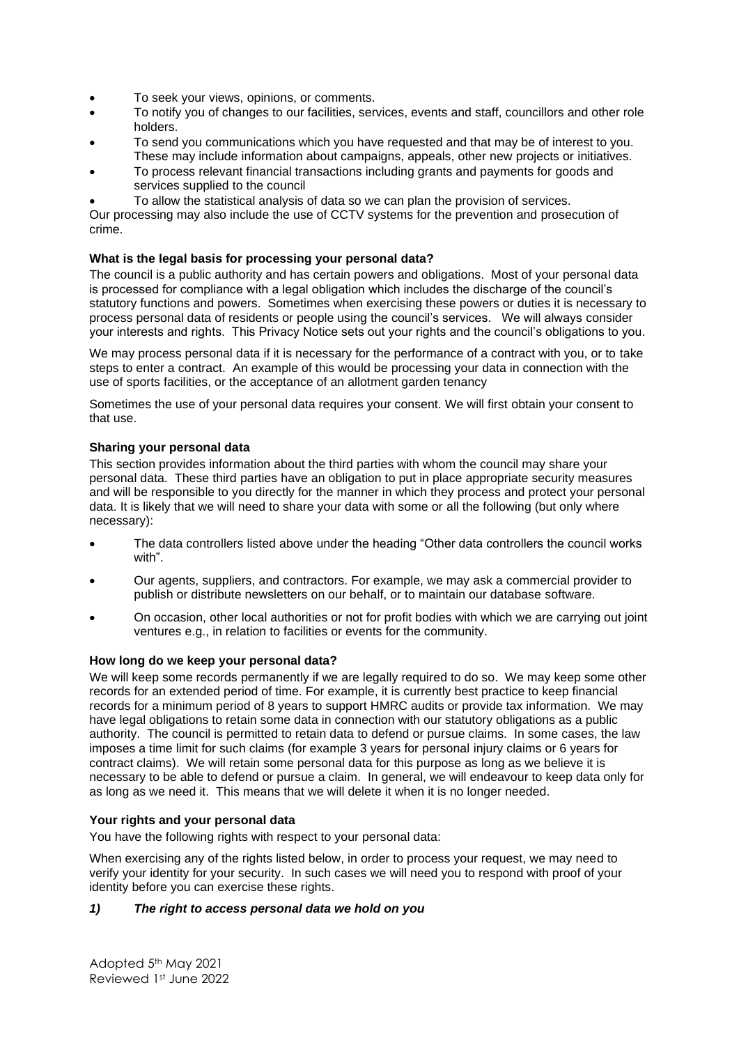- To seek your views, opinions, or comments.
- To notify you of changes to our facilities, services, events and staff, councillors and other role holders.
- To send you communications which you have requested and that may be of interest to you. These may include information about campaigns, appeals, other new projects or initiatives.
- To process relevant financial transactions including grants and payments for goods and services supplied to the council
- To allow the statistical analysis of data so we can plan the provision of services.

Our processing may also include the use of CCTV systems for the prevention and prosecution of crime.

**What is the legal basis for processing your personal data?**

The council is a public authority and has certain powers and obligations. Most of your personal data is processed for compliance with a legal obligation which includes the discharge of the council's statutory functions and powers. Sometimes when exercising these powers or duties it is necessary to process personal data of residents or people using the council's services. We will always consider your interests and rights. This Privacy Notice sets out your rights and the council's obligations to you.

We may process personal data if it is necessary for the performance of a contract with you, or to take steps to enter a contract. An example of this would be processing your data in connection with the use of sports facilities, or the acceptance of an allotment garden tenancy

Sometimes the use of your personal data requires your consent. We will first obtain your consent to that use.

**Sharing your personal data**

This section provides information about the third parties with whom the council may share your personal data. These third parties have an obligation to put in place appropriate security measures and will be responsible to you directly for the manner in which they process and protect your personal data. It is likely that we will need to share your data with some or all the following (but only where necessary):

- The data controllers listed above under the heading "Other data controllers the council works with".
- Our agents, suppliers, and contractors. For example, we may ask a commercial provider to publish or distribute newsletters on our behalf, or to maintain our database software.
- On occasion, other local authorities or not for profit bodies with which we are carrying out joint ventures e.g., in relation to facilities or events for the community.

**How long do we keep your personal data?**

We will keep some records permanently if we are legally required to do so. We may keep some other records for an extended period of time. For example, it is currently best practice to keep financial records for a minimum period of 8 years to support HMRC audits or provide tax information. We may have legal obligations to retain some data in connection with our statutory obligations as a public authority. The council is permitted to retain data to defend or pursue claims. In some cases, the law imposes a time limit for such claims (for example 3 years for personal injury claims or 6 years for contract claims). We will retain some personal data for this purpose as long as we believe it is necessary to be able to defend or pursue a claim. In general, we will endeavour to keep data only for as long as we need it. This means that we will delete it when it is no longer needed.

**Your rights and your personal data**

You have the following rights with respect to your personal data:

When exercising any of the rights listed below, in order to process your request, we may need to verify your identity for your security. In such cases we will need you to respond with proof of your identity before you can exercise these rights.

***1) The right to access personal data we hold on you***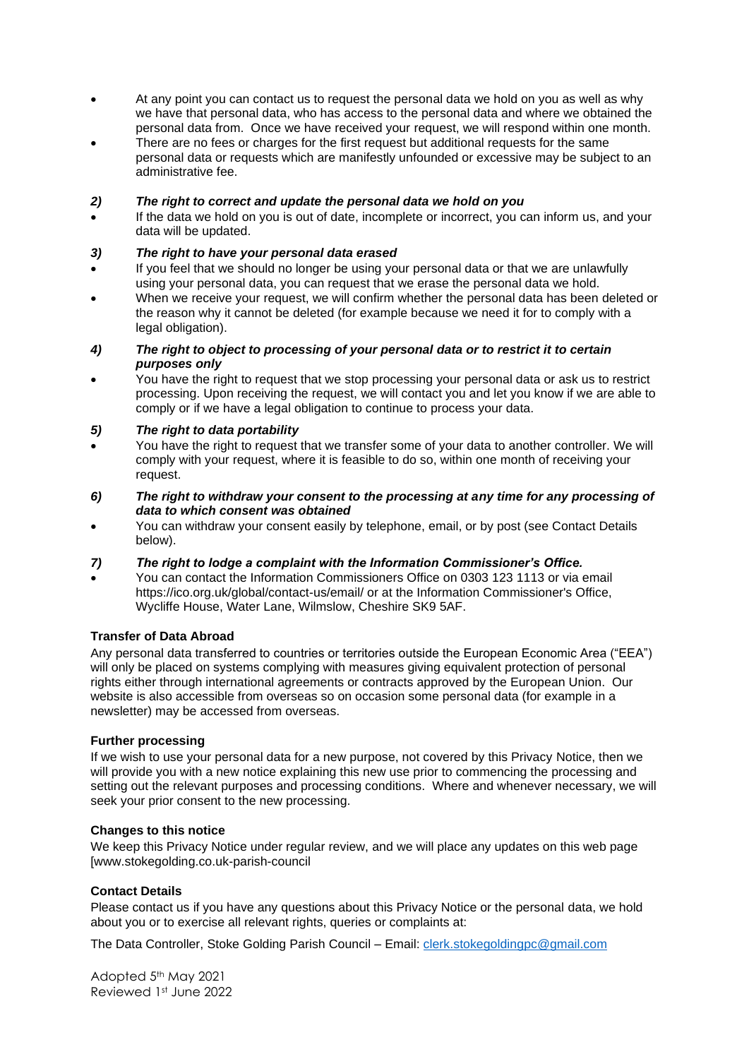- At any point you can contact us to request the personal data we hold on you as well as why we have that personal data, who has access to the personal data and where we obtained the personal data from. Once we have received your request, we will respond within one month.
- There are no fees or charges for the first request but additional requests for the same personal data or requests which are manifestly unfounded or excessive may be subject to an administrative fee.

***2) The right to correct and update the personal data we hold on you***

- If the data we hold on you is out of date, incomplete or incorrect, you can inform us, and your data will be updated.

***3) The right to have your personal data erased***

- If you feel that we should no longer be using your personal data or that we are unlawfully using your personal data, you can request that we erase the personal data we hold.
- When we receive your request, we will confirm whether the personal data has been deleted or the reason why it cannot be deleted (for example because we need it for to comply with a legal obligation).

***4) The right to object to processing of your personal data or to restrict it to certain purposes only***

- You have the right to request that we stop processing your personal data or ask us to restrict processing. Upon receiving the request, we will contact you and let you know if we are able to comply or if we have a legal obligation to continue to process your data.

***5) The right to data portability***

- You have the right to request that we transfer some of your data to another controller. We will comply with your request, where it is feasible to do so, within one month of receiving your request.

***6) The right to withdraw your consent to the processing at any time for any processing of data to which consent was obtained***

- You can withdraw your consent easily by telephone, email, or by post (see Contact Details below).

***7) The right to lodge a complaint with the Information Commissioner's Office.***

- You can contact the Information Commissioners Office on 0303 123 1113 or via email https://ico.org.uk/global/contact-us/email/ or at the Information Commissioner's Office, Wycliffe House, Water Lane, Wilmslow, Cheshire SK9 5AF.

**Transfer of Data Abroad**

Any personal data transferred to countries or territories outside the European Economic Area ("EEA") will only be placed on systems complying with measures giving equivalent protection of personal rights either through international agreements or contracts approved by the European Union. Our website is also accessible from overseas so on occasion some personal data (for example in a newsletter) may be accessed from overseas.

**Further processing**

If we wish to use your personal data for a new purpose, not covered by this Privacy Notice, then we will provide you with a new notice explaining this new use prior to commencing the processing and setting out the relevant purposes and processing conditions. Where and whenever necessary, we will seek your prior consent to the new processing.

**Changes to this notice**

We keep this Privacy Notice under regular review, and we will place any updates on this web page [www.stokegolding.co.uk-parish-council

**Contact Details**

Please contact us if you have any questions about this Privacy Notice or the personal data, we hold about you or to exercise all relevant rights, queries or complaints at:

The Data Controller, Stoke Golding Parish Council – Email: clerk.stokegoldingpc@gmail.com

Adopted 5th May 2021
Reviewed 1st June 2022